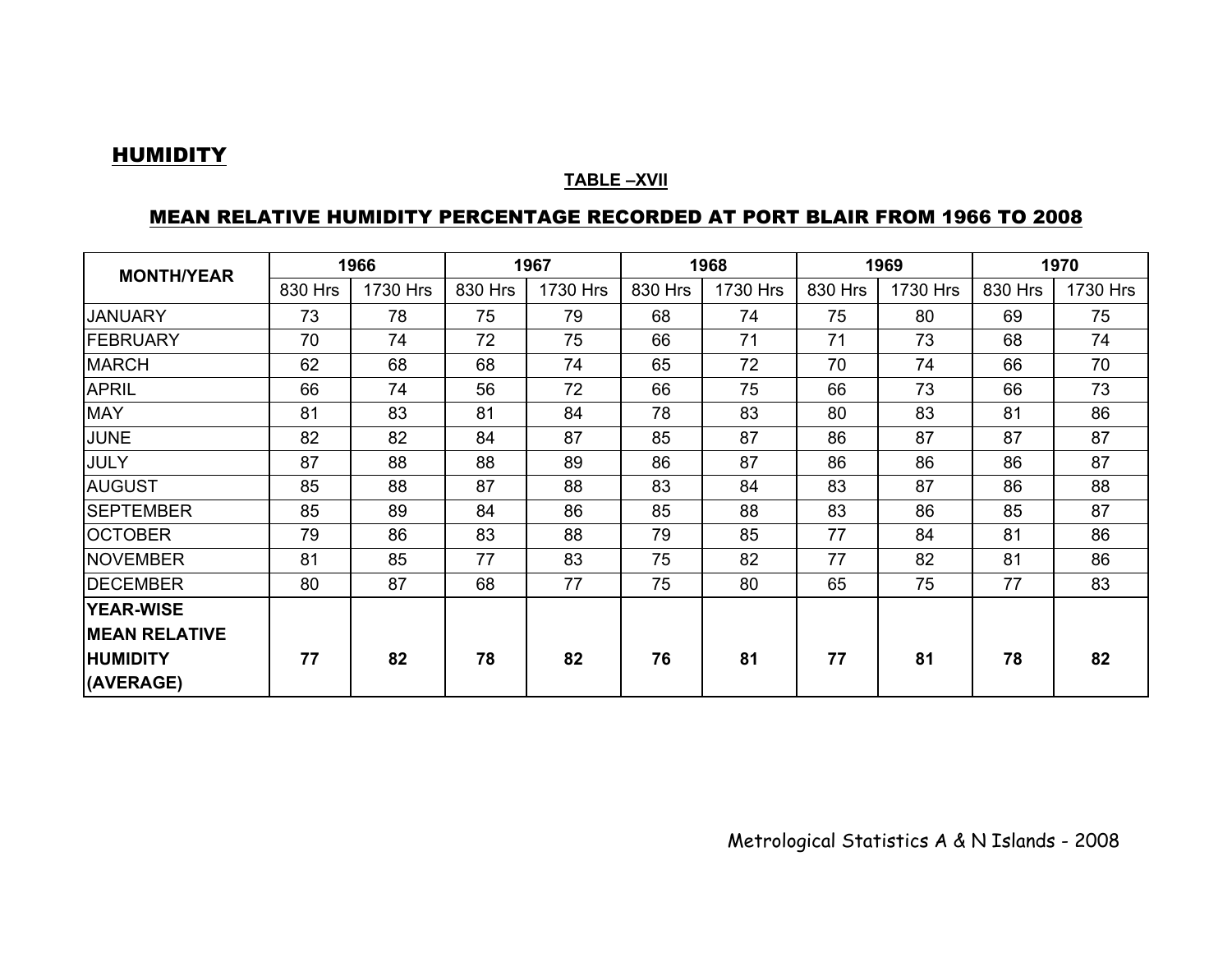## HUMIDITY

**TABLE –XVII**

**MEAN RELATIVE HUMIDITY PERCENTAGE RECORDED AT PORT BLAIR FROM 1966 TO 2008**

| MONTH/YEAR | 1966 | | 1967 | | 1968 | | 1969 | | 1970 | |
|---|---|---|---|---|---|---|---|---|---|---|
| | 830 Hrs | 1730 Hrs | 830 Hrs | 1730 Hrs | 830 Hrs | 1730 Hrs | 830 Hrs | 1730 Hrs | 830 Hrs | 1730 Hrs |
| JANUARY | 73 | 78 | 75 | 79 | 68 | 74 | 75 | 80 | 69 | 75 |
| FEBRUARY | 70 | 74 | 72 | 75 | 66 | 71 | 71 | 73 | 68 | 74 |
| MARCH | 62 | 68 | 68 | 74 | 65 | 72 | 70 | 74 | 66 | 70 |
| APRIL | 66 | 74 | 56 | 72 | 66 | 75 | 66 | 73 | 66 | 73 |
| MAY | 81 | 83 | 81 | 84 | 78 | 83 | 80 | 83 | 81 | 86 |
| JUNE | 82 | 82 | 84 | 87 | 85 | 87 | 86 | 87 | 87 | 87 |
| JULY | 87 | 88 | 88 | 89 | 86 | 87 | 86 | 86 | 86 | 87 |
| AUGUST | 85 | 88 | 87 | 88 | 83 | 84 | 83 | 87 | 86 | 88 |
| SEPTEMBER | 85 | 89 | 84 | 86 | 85 | 88 | 83 | 86 | 85 | 87 |
| OCTOBER | 79 | 86 | 83 | 88 | 79 | 85 | 77 | 84 | 81 | 86 |
| NOVEMBER | 81 | 85 | 77 | 83 | 75 | 82 | 77 | 82 | 81 | 86 |
| DECEMBER | 80 | 87 | 68 | 77 | 75 | 80 | 65 | 75 | 77 | 83 |
| **YEAR-WISE MEAN RELATIVE HUMIDITY (AVERAGE)** | **77** | **82** | **78** | **82** | **76** | **81** | **77** | **81** | **78** | **82** |

Metrological Statistics A & N Islands - 2008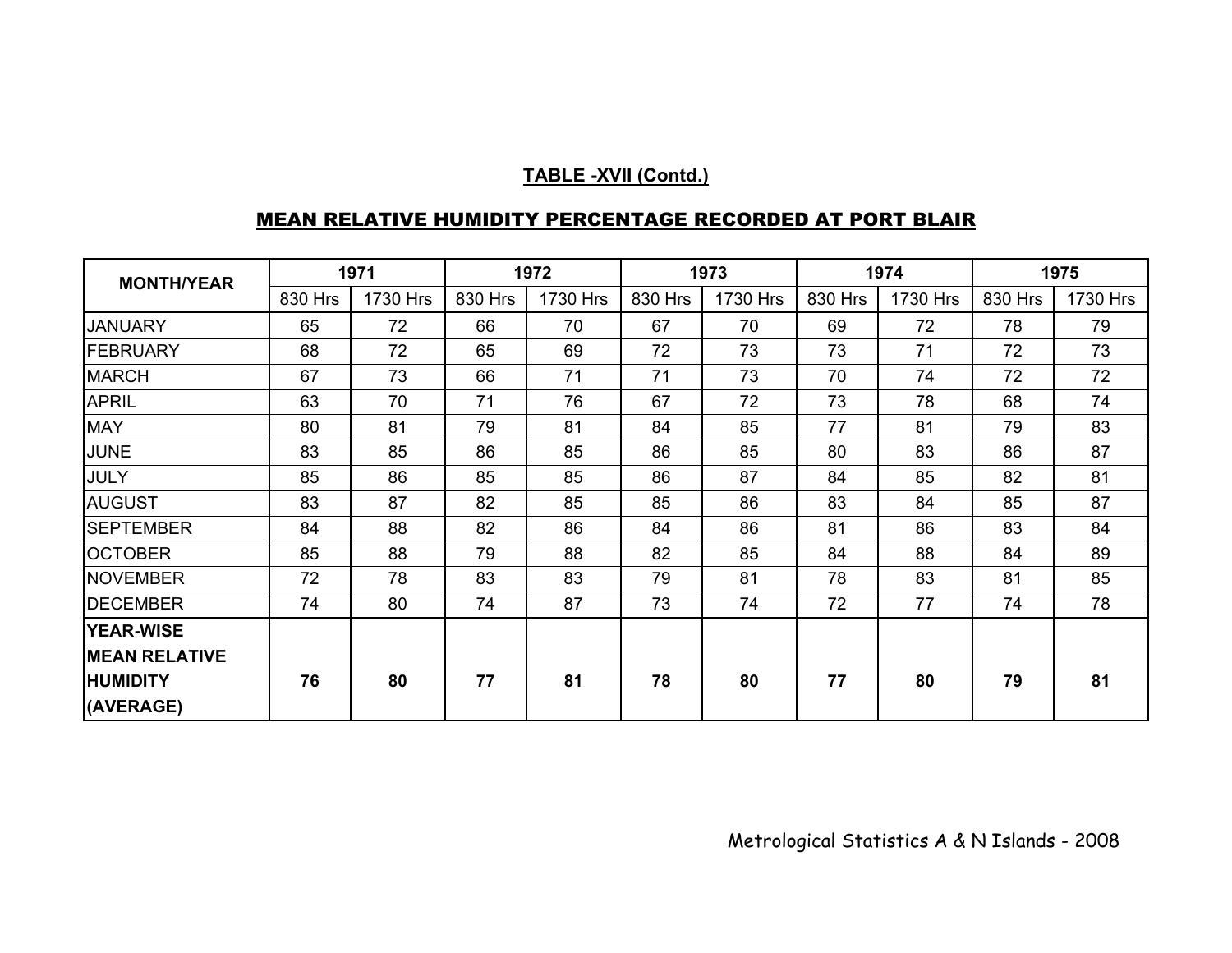**TABLE -XVII (Contd.)**

## MEAN RELATIVE HUMIDITY PERCENTAGE RECORDED AT PORT BLAIR

| MONTH/YEAR | 1971 | | 1972 | | 1973 | | 1974 | | 1975 | |
|---|---|---|---|---|---|---|---|---|---|---|
| | 830 Hrs | 1730 Hrs | 830 Hrs | 1730 Hrs | 830 Hrs | 1730 Hrs | 830 Hrs | 1730 Hrs | 830 Hrs | 1730 Hrs |
| JANUARY | 65 | 72 | 66 | 70 | 67 | 70 | 69 | 72 | 78 | 79 |
| FEBRUARY | 68 | 72 | 65 | 69 | 72 | 73 | 73 | 71 | 72 | 73 |
| MARCH | 67 | 73 | 66 | 71 | 71 | 73 | 70 | 74 | 72 | 72 |
| APRIL | 63 | 70 | 71 | 76 | 67 | 72 | 73 | 78 | 68 | 74 |
| MAY | 80 | 81 | 79 | 81 | 84 | 85 | 77 | 81 | 79 | 83 |
| JUNE | 83 | 85 | 86 | 85 | 86 | 85 | 80 | 83 | 86 | 87 |
| JULY | 85 | 86 | 85 | 85 | 86 | 87 | 84 | 85 | 82 | 81 |
| AUGUST | 83 | 87 | 82 | 85 | 85 | 86 | 83 | 84 | 85 | 87 |
| SEPTEMBER | 84 | 88 | 82 | 86 | 84 | 86 | 81 | 86 | 83 | 84 |
| OCTOBER | 85 | 88 | 79 | 88 | 82 | 85 | 84 | 88 | 84 | 89 |
| NOVEMBER | 72 | 78 | 83 | 83 | 79 | 81 | 78 | 83 | 81 | 85 |
| DECEMBER | 74 | 80 | 74 | 87 | 73 | 74 | 72 | 77 | 74 | 78 |
| **YEAR-WISE MEAN RELATIVE HUMIDITY (AVERAGE)** | **76** | **80** | **77** | **81** | **78** | **80** | **77** | **80** | **79** | **81** |

Metrological Statistics A & N Islands - 2008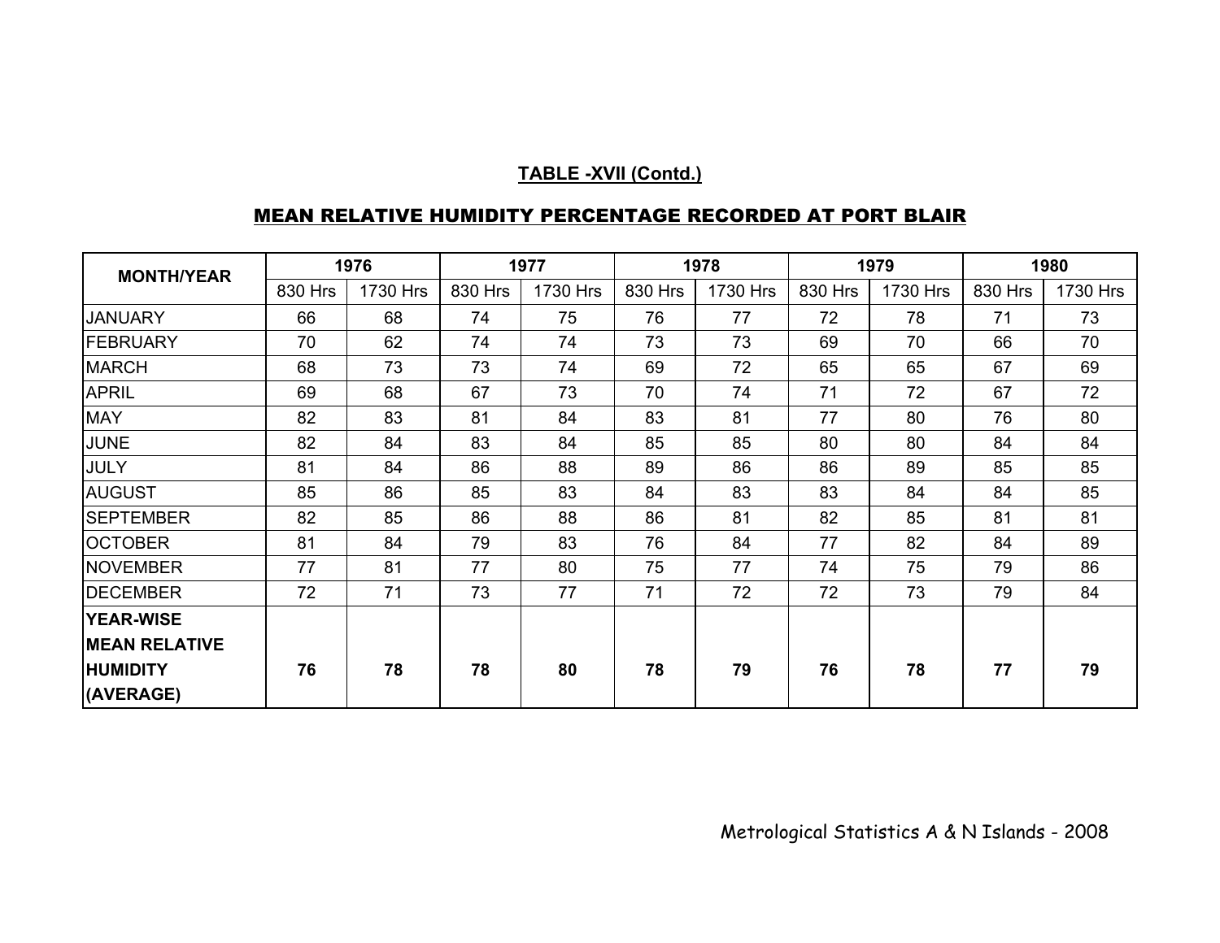**TABLE -XVII (Contd.)**

## MEAN RELATIVE HUMIDITY PERCENTAGE RECORDED AT PORT BLAIR

| MONTH/YEAR | 1976 | | 1977 | | 1978 | | 1979 | | 1980 | |
|---|---|---|---|---|---|---|---|---|---|---|
| | 830 Hrs | 1730 Hrs | 830 Hrs | 1730 Hrs | 830 Hrs | 1730 Hrs | 830 Hrs | 1730 Hrs | 830 Hrs | 1730 Hrs |
| JANUARY | 66 | 68 | 74 | 75 | 76 | 77 | 72 | 78 | 71 | 73 |
| FEBRUARY | 70 | 62 | 74 | 74 | 73 | 73 | 69 | 70 | 66 | 70 |
| MARCH | 68 | 73 | 73 | 74 | 69 | 72 | 65 | 65 | 67 | 69 |
| APRIL | 69 | 68 | 67 | 73 | 70 | 74 | 71 | 72 | 67 | 72 |
| MAY | 82 | 83 | 81 | 84 | 83 | 81 | 77 | 80 | 76 | 80 |
| JUNE | 82 | 84 | 83 | 84 | 85 | 85 | 80 | 80 | 84 | 84 |
| JULY | 81 | 84 | 86 | 88 | 89 | 86 | 86 | 89 | 85 | 85 |
| AUGUST | 85 | 86 | 85 | 83 | 84 | 83 | 83 | 84 | 84 | 85 |
| SEPTEMBER | 82 | 85 | 86 | 88 | 86 | 81 | 82 | 85 | 81 | 81 |
| OCTOBER | 81 | 84 | 79 | 83 | 76 | 84 | 77 | 82 | 84 | 89 |
| NOVEMBER | 77 | 81 | 77 | 80 | 75 | 77 | 74 | 75 | 79 | 86 |
| DECEMBER | 72 | 71 | 73 | 77 | 71 | 72 | 72 | 73 | 79 | 84 |
| **YEAR-WISE MEAN RELATIVE HUMIDITY (AVERAGE)** | **76** | **78** | **78** | **80** | **78** | **79** | **76** | **78** | **77** | **79** |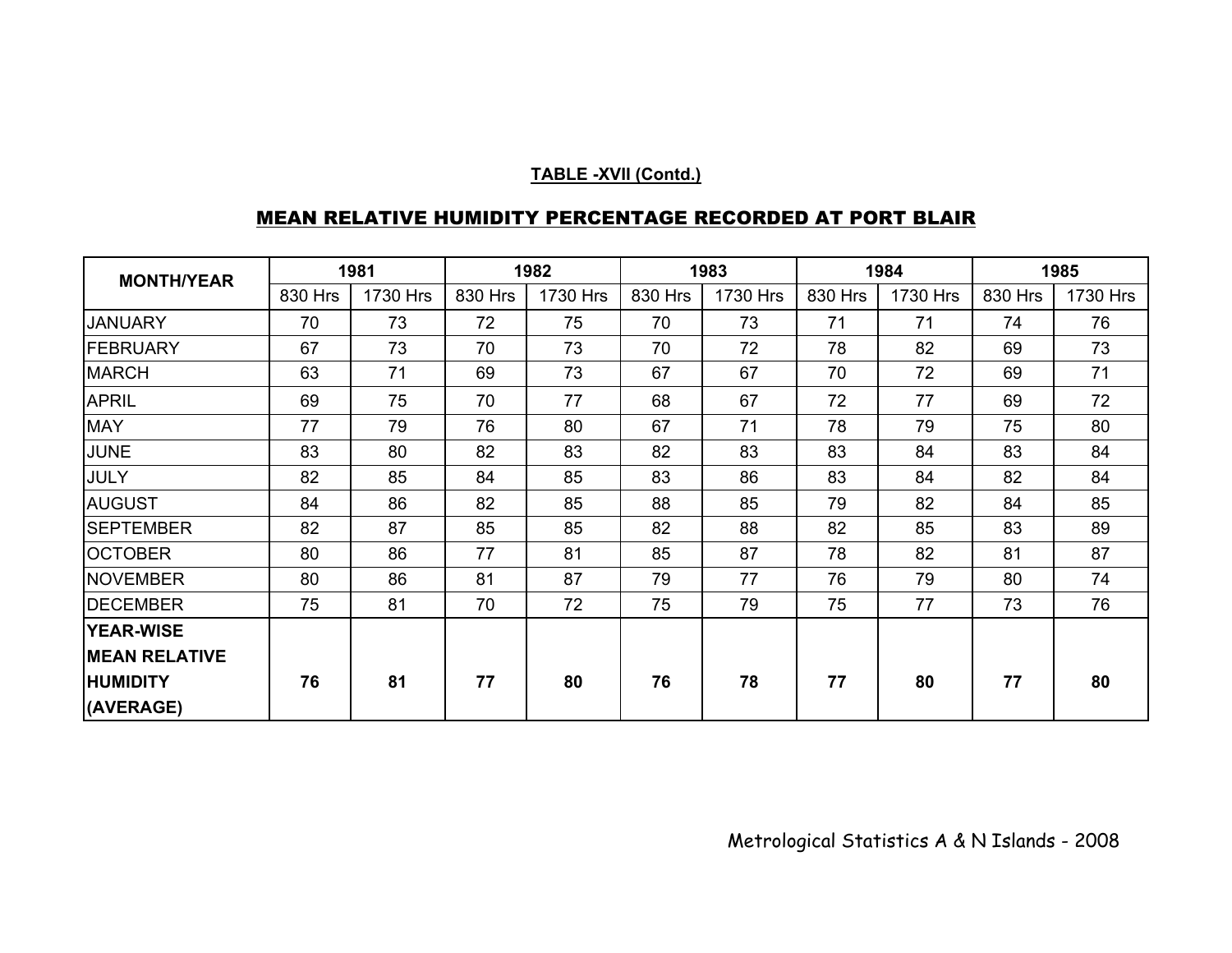**TABLE -XVII (Contd.)**

## MEAN RELATIVE HUMIDITY PERCENTAGE RECORDED AT PORT BLAIR

| MONTH/YEAR | 1981 | | 1982 | | 1983 | | 1984 | | 1985 | |
|---|---|---|---|---|---|---|---|---|---|---|
| | 830 Hrs | 1730 Hrs | 830 Hrs | 1730 Hrs | 830 Hrs | 1730 Hrs | 830 Hrs | 1730 Hrs | 830 Hrs | 1730 Hrs |
| JANUARY | 70 | 73 | 72 | 75 | 70 | 73 | 71 | 71 | 74 | 76 |
| FEBRUARY | 67 | 73 | 70 | 73 | 70 | 72 | 78 | 82 | 69 | 73 |
| MARCH | 63 | 71 | 69 | 73 | 67 | 67 | 70 | 72 | 69 | 71 |
| APRIL | 69 | 75 | 70 | 77 | 68 | 67 | 72 | 77 | 69 | 72 |
| MAY | 77 | 79 | 76 | 80 | 67 | 71 | 78 | 79 | 75 | 80 |
| JUNE | 83 | 80 | 82 | 83 | 82 | 83 | 83 | 84 | 83 | 84 |
| JULY | 82 | 85 | 84 | 85 | 83 | 86 | 83 | 84 | 82 | 84 |
| AUGUST | 84 | 86 | 82 | 85 | 88 | 85 | 79 | 82 | 84 | 85 |
| SEPTEMBER | 82 | 87 | 85 | 85 | 82 | 88 | 82 | 85 | 83 | 89 |
| OCTOBER | 80 | 86 | 77 | 81 | 85 | 87 | 78 | 82 | 81 | 87 |
| NOVEMBER | 80 | 86 | 81 | 87 | 79 | 77 | 76 | 79 | 80 | 74 |
| DECEMBER | 75 | 81 | 70 | 72 | 75 | 79 | 75 | 77 | 73 | 76 |
| **YEAR-WISE MEAN RELATIVE HUMIDITY (AVERAGE)** | **76** | **81** | **77** | **80** | **76** | **78** | **77** | **80** | **77** | **80** |

Metrological Statistics A & N Islands - 2008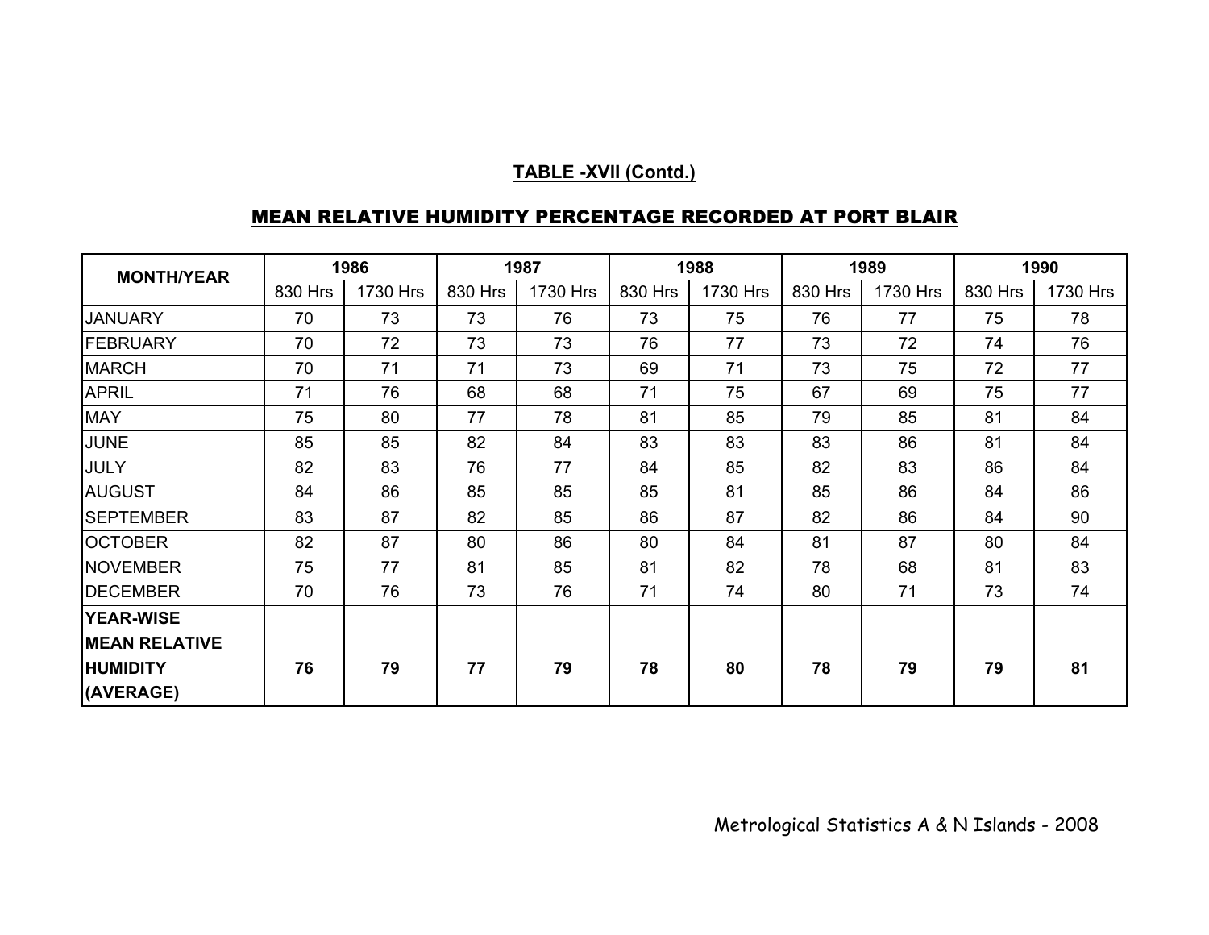**TABLE -XVII (Contd.)**

**MEAN RELATIVE HUMIDITY PERCENTAGE RECORDED AT PORT BLAIR**

| MONTH/YEAR | 1986 | | 1987 | | 1988 | | 1989 | | 1990 | |
|---|---|---|---|---|---|---|---|---|---|---|
| | 830 Hrs | 1730 Hrs | 830 Hrs | 1730 Hrs | 830 Hrs | 1730 Hrs | 830 Hrs | 1730 Hrs | 830 Hrs | 1730 Hrs |
| JANUARY | 70 | 73 | 73 | 76 | 73 | 75 | 76 | 77 | 75 | 78 |
| FEBRUARY | 70 | 72 | 73 | 73 | 76 | 77 | 73 | 72 | 74 | 76 |
| MARCH | 70 | 71 | 71 | 73 | 69 | 71 | 73 | 75 | 72 | 77 |
| APRIL | 71 | 76 | 68 | 68 | 71 | 75 | 67 | 69 | 75 | 77 |
| MAY | 75 | 80 | 77 | 78 | 81 | 85 | 79 | 85 | 81 | 84 |
| JUNE | 85 | 85 | 82 | 84 | 83 | 83 | 83 | 86 | 81 | 84 |
| JULY | 82 | 83 | 76 | 77 | 84 | 85 | 82 | 83 | 86 | 84 |
| AUGUST | 84 | 86 | 85 | 85 | 85 | 81 | 85 | 86 | 84 | 86 |
| SEPTEMBER | 83 | 87 | 82 | 85 | 86 | 87 | 82 | 86 | 84 | 90 |
| OCTOBER | 82 | 87 | 80 | 86 | 80 | 84 | 81 | 87 | 80 | 84 |
| NOVEMBER | 75 | 77 | 81 | 85 | 81 | 82 | 78 | 68 | 81 | 83 |
| DECEMBER | 70 | 76 | 73 | 76 | 71 | 74 | 80 | 71 | 73 | 74 |
| **YEAR-WISE MEAN RELATIVE HUMIDITY (AVERAGE)** | **76** | **79** | **77** | **79** | **78** | **80** | **78** | **79** | **79** | **81** |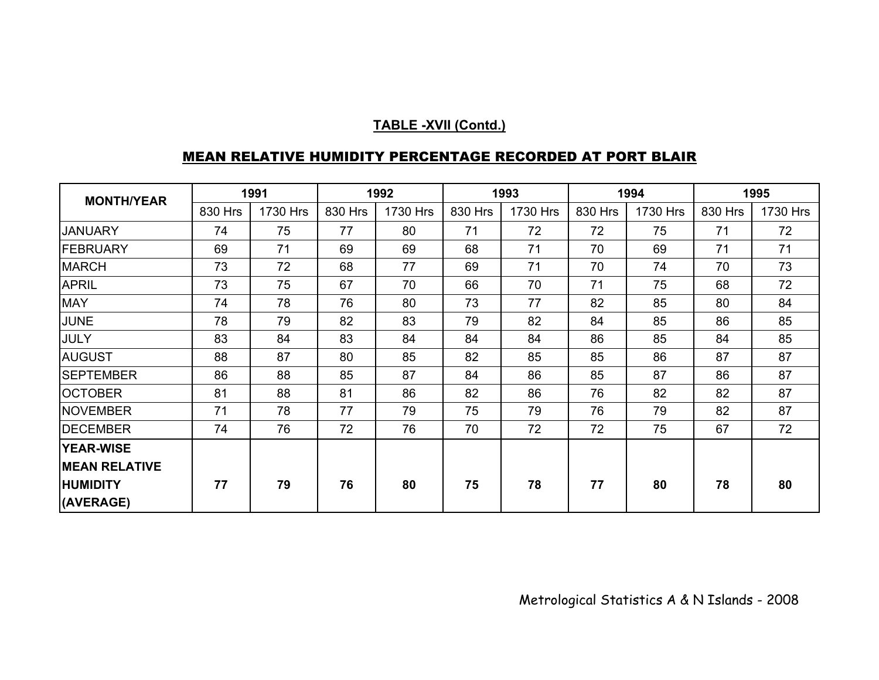**TABLE -XVII (Contd.)**

**MEAN RELATIVE HUMIDITY PERCENTAGE RECORDED AT PORT BLAIR**

| MONTH/YEAR | 1991 | | 1992 | | 1993 | | 1994 | | 1995 | |
|---|---|---|---|---|---|---|---|---|---|---|
| | 830 Hrs | 1730 Hrs | 830 Hrs | 1730 Hrs | 830 Hrs | 1730 Hrs | 830 Hrs | 1730 Hrs | 830 Hrs | 1730 Hrs |
| JANUARY | 74 | 75 | 77 | 80 | 71 | 72 | 72 | 75 | 71 | 72 |
| FEBRUARY | 69 | 71 | 69 | 69 | 68 | 71 | 70 | 69 | 71 | 71 |
| MARCH | 73 | 72 | 68 | 77 | 69 | 71 | 70 | 74 | 70 | 73 |
| APRIL | 73 | 75 | 67 | 70 | 66 | 70 | 71 | 75 | 68 | 72 |
| MAY | 74 | 78 | 76 | 80 | 73 | 77 | 82 | 85 | 80 | 84 |
| JUNE | 78 | 79 | 82 | 83 | 79 | 82 | 84 | 85 | 86 | 85 |
| JULY | 83 | 84 | 83 | 84 | 84 | 84 | 86 | 85 | 84 | 85 |
| AUGUST | 88 | 87 | 80 | 85 | 82 | 85 | 85 | 86 | 87 | 87 |
| SEPTEMBER | 86 | 88 | 85 | 87 | 84 | 86 | 85 | 87 | 86 | 87 |
| OCTOBER | 81 | 88 | 81 | 86 | 82 | 86 | 76 | 82 | 82 | 87 |
| NOVEMBER | 71 | 78 | 77 | 79 | 75 | 79 | 76 | 79 | 82 | 87 |
| DECEMBER | 74 | 76 | 72 | 76 | 70 | 72 | 72 | 75 | 67 | 72 |
| **YEAR-WISE MEAN RELATIVE HUMIDITY (AVERAGE)** | **77** | **79** | **76** | **80** | **75** | **78** | **77** | **80** | **78** | **80** |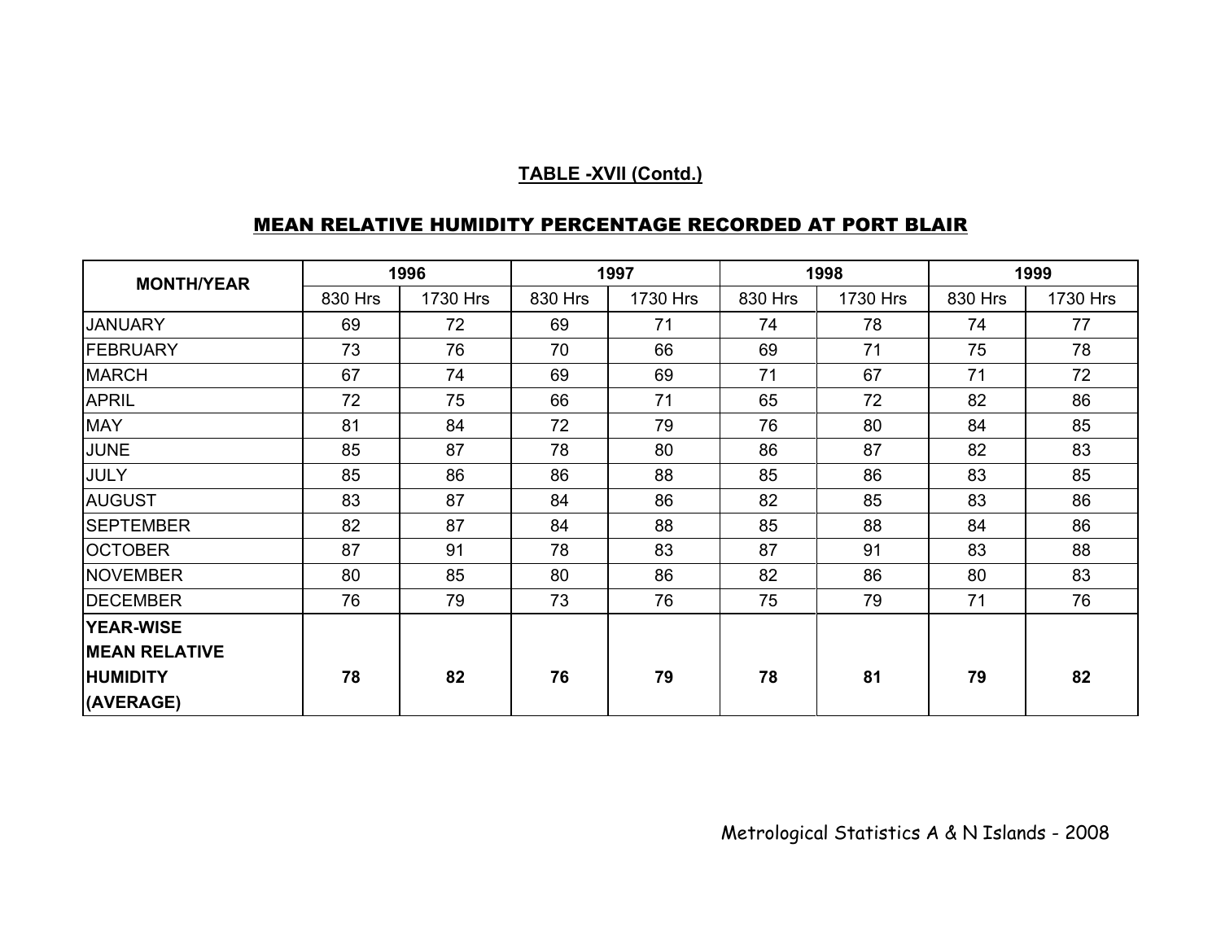## TABLE -XVII (Contd.)

## MEAN RELATIVE HUMIDITY PERCENTAGE RECORDED AT PORT BLAIR

| MONTH/YEAR | 1996 | | 1997 | | 1998 | | 1999 | |
|---|---|---|---|---|---|---|---|---|
| | 830 Hrs | 1730 Hrs | 830 Hrs | 1730 Hrs | 830 Hrs | 1730 Hrs | 830 Hrs | 1730 Hrs |
| JANUARY | 69 | 72 | 69 | 71 | 74 | 78 | 74 | 77 |
| FEBRUARY | 73 | 76 | 70 | 66 | 69 | 71 | 75 | 78 |
| MARCH | 67 | 74 | 69 | 69 | 71 | 67 | 71 | 72 |
| APRIL | 72 | 75 | 66 | 71 | 65 | 72 | 82 | 86 |
| MAY | 81 | 84 | 72 | 79 | 76 | 80 | 84 | 85 |
| JUNE | 85 | 87 | 78 | 80 | 86 | 87 | 82 | 83 |
| JULY | 85 | 86 | 86 | 88 | 85 | 86 | 83 | 85 |
| AUGUST | 83 | 87 | 84 | 86 | 82 | 85 | 83 | 86 |
| SEPTEMBER | 82 | 87 | 84 | 88 | 85 | 88 | 84 | 86 |
| OCTOBER | 87 | 91 | 78 | 83 | 87 | 91 | 83 | 88 |
| NOVEMBER | 80 | 85 | 80 | 86 | 82 | 86 | 80 | 83 |
| DECEMBER | 76 | 79 | 73 | 76 | 75 | 79 | 71 | 76 |
| **YEAR-WISE MEAN RELATIVE HUMIDITY (AVERAGE)** | **78** | **82** | **76** | **79** | **78** | **81** | **79** | **82** |

Metrological Statistics A & N Islands - 2008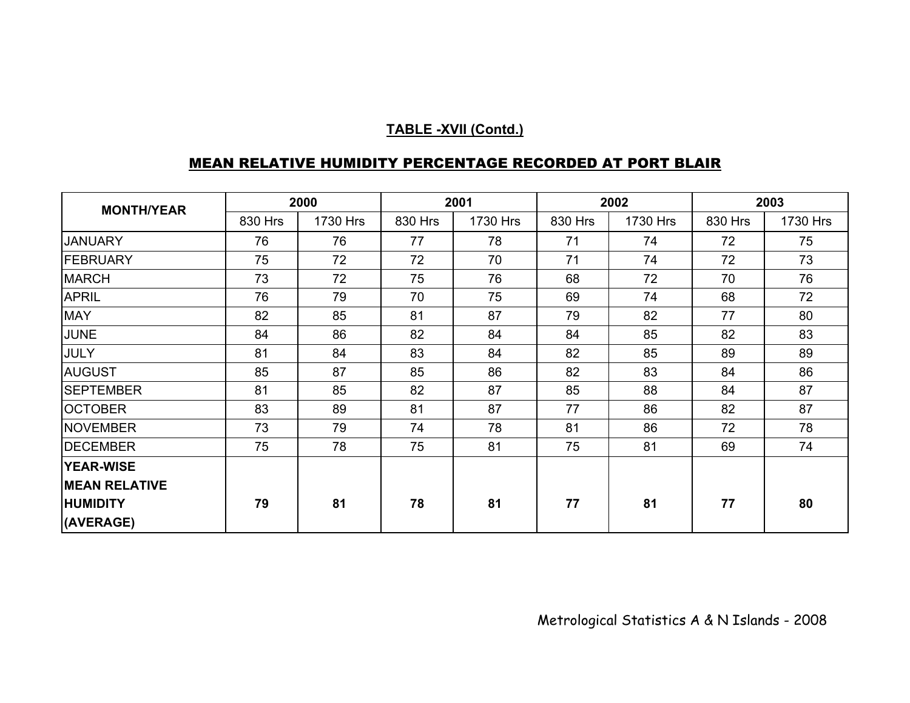**TABLE -XVII (Contd.)**

**MEAN RELATIVE HUMIDITY PERCENTAGE RECORDED AT PORT BLAIR**

| MONTH/YEAR | 2000 | | 2001 | | 2002 | | 2003 | |
|---|---|---|---|---|---|---|---|---|
| | 830 Hrs | 1730 Hrs | 830 Hrs | 1730 Hrs | 830 Hrs | 1730 Hrs | 830 Hrs | 1730 Hrs |
| JANUARY | 76 | 76 | 77 | 78 | 71 | 74 | 72 | 75 |
| FEBRUARY | 75 | 72 | 72 | 70 | 71 | 74 | 72 | 73 |
| MARCH | 73 | 72 | 75 | 76 | 68 | 72 | 70 | 76 |
| APRIL | 76 | 79 | 70 | 75 | 69 | 74 | 68 | 72 |
| MAY | 82 | 85 | 81 | 87 | 79 | 82 | 77 | 80 |
| JUNE | 84 | 86 | 82 | 84 | 84 | 85 | 82 | 83 |
| JULY | 81 | 84 | 83 | 84 | 82 | 85 | 89 | 89 |
| AUGUST | 85 | 87 | 85 | 86 | 82 | 83 | 84 | 86 |
| SEPTEMBER | 81 | 85 | 82 | 87 | 85 | 88 | 84 | 87 |
| OCTOBER | 83 | 89 | 81 | 87 | 77 | 86 | 82 | 87 |
| NOVEMBER | 73 | 79 | 74 | 78 | 81 | 86 | 72 | 78 |
| DECEMBER | 75 | 78 | 75 | 81 | 75 | 81 | 69 | 74 |
| **YEAR-WISE MEAN RELATIVE HUMIDITY (AVERAGE)** | **79** | **81** | **78** | **81** | **77** | **81** | **77** | **80** |

Metrological Statistics A & N Islands - 2008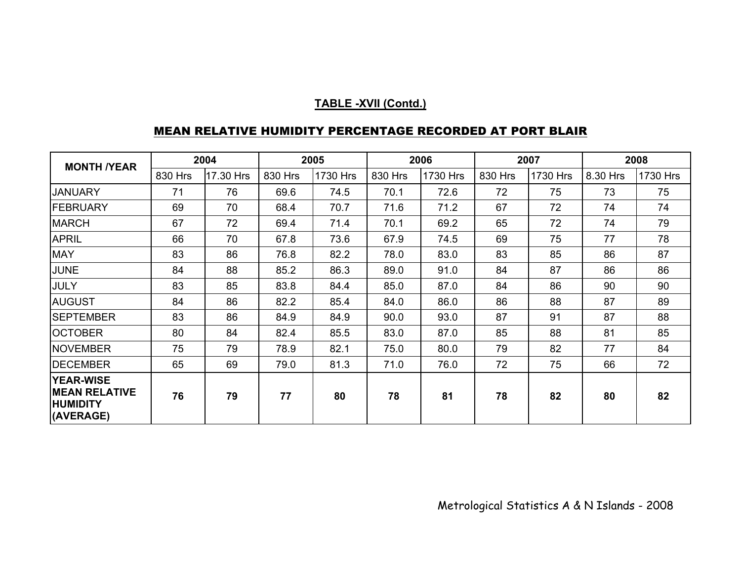**TABLE -XVII (Contd.)**

## MEAN RELATIVE HUMIDITY PERCENTAGE RECORDED AT PORT BLAIR

| MONTH /YEAR | 2004 | | 2005 | | 2006 | | 2007 | | 2008 | |
|---|---|---|---|---|---|---|---|---|---|---|
| | 830 Hrs | 17.30 Hrs | 830 Hrs | 1730 Hrs | 830 Hrs | 1730 Hrs | 830 Hrs | 1730 Hrs | 8.30 Hrs | 1730 Hrs |
| JANUARY | 71 | 76 | 69.6 | 74.5 | 70.1 | 72.6 | 72 | 75 | 73 | 75 |
| FEBRUARY | 69 | 70 | 68.4 | 70.7 | 71.6 | 71.2 | 67 | 72 | 74 | 74 |
| MARCH | 67 | 72 | 69.4 | 71.4 | 70.1 | 69.2 | 65 | 72 | 74 | 79 |
| APRIL | 66 | 70 | 67.8 | 73.6 | 67.9 | 74.5 | 69 | 75 | 77 | 78 |
| MAY | 83 | 86 | 76.8 | 82.2 | 78.0 | 83.0 | 83 | 85 | 86 | 87 |
| JUNE | 84 | 88 | 85.2 | 86.3 | 89.0 | 91.0 | 84 | 87 | 86 | 86 |
| JULY | 83 | 85 | 83.8 | 84.4 | 85.0 | 87.0 | 84 | 86 | 90 | 90 |
| AUGUST | 84 | 86 | 82.2 | 85.4 | 84.0 | 86.0 | 86 | 88 | 87 | 89 |
| SEPTEMBER | 83 | 86 | 84.9 | 84.9 | 90.0 | 93.0 | 87 | 91 | 87 | 88 |
| OCTOBER | 80 | 84 | 82.4 | 85.5 | 83.0 | 87.0 | 85 | 88 | 81 | 85 |
| NOVEMBER | 75 | 79 | 78.9 | 82.1 | 75.0 | 80.0 | 79 | 82 | 77 | 84 |
| DECEMBER | 65 | 69 | 79.0 | 81.3 | 71.0 | 76.0 | 72 | 75 | 66 | 72 |
| **YEAR-WISE MEAN RELATIVE HUMIDITY (AVERAGE)** | **76** | **79** | **77** | **80** | **78** | **81** | **78** | **82** | **80** | **82** |

Metrological Statistics A & N Islands - 2008